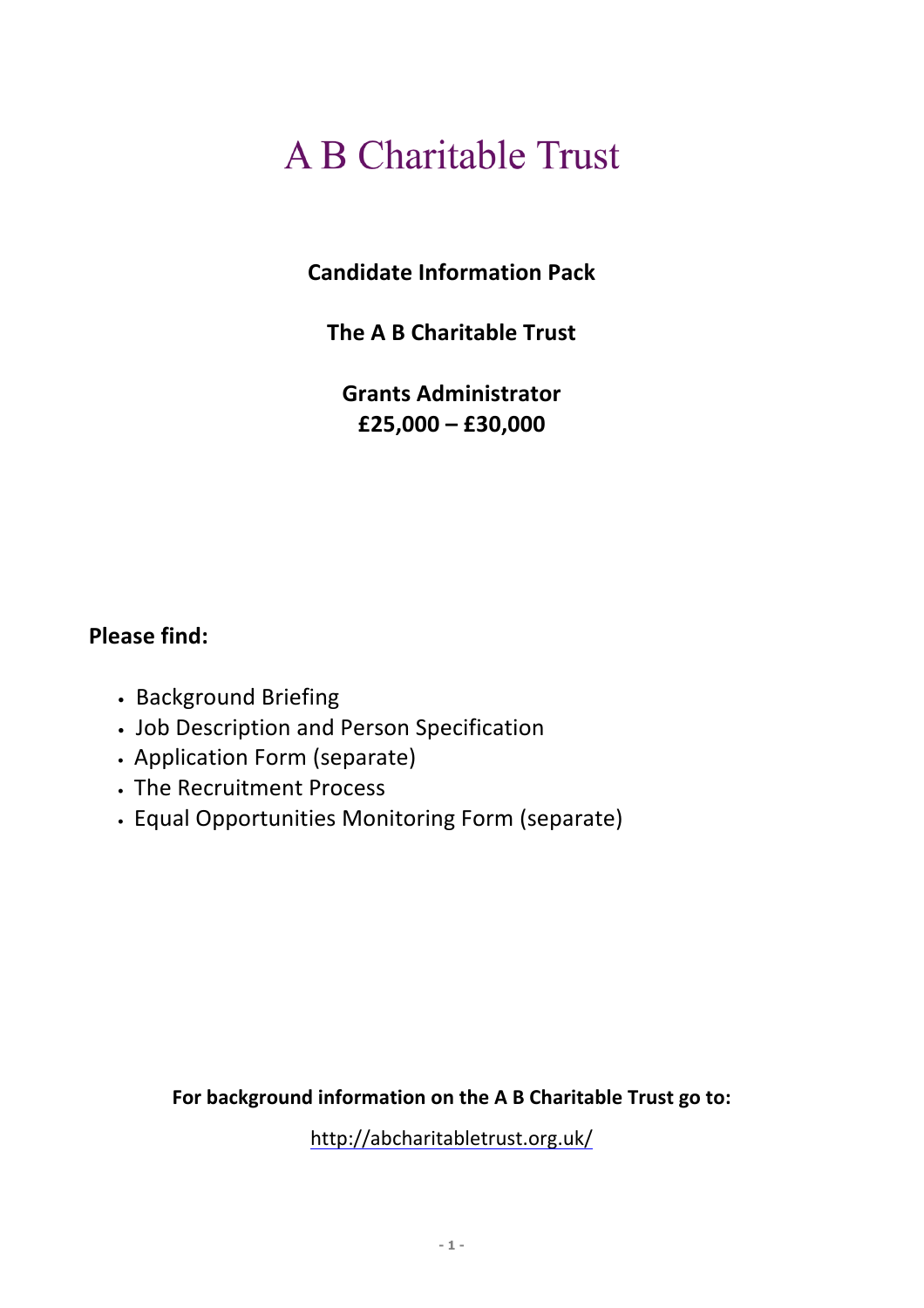# A B Charitable Trust

**Candidate Information Pack**

**The A B Charitable Trust**

**Grants Administrator**
**£25,000 – £30,000**

**Please find:**

- Background Briefing
- Job Description and Person Specification
- Application Form (separate)
- The Recruitment Process
- Equal Opportunities Monitoring Form (separate)

**For background information on the A B Charitable Trust go to:**

http://abcharitabletrust.org.uk/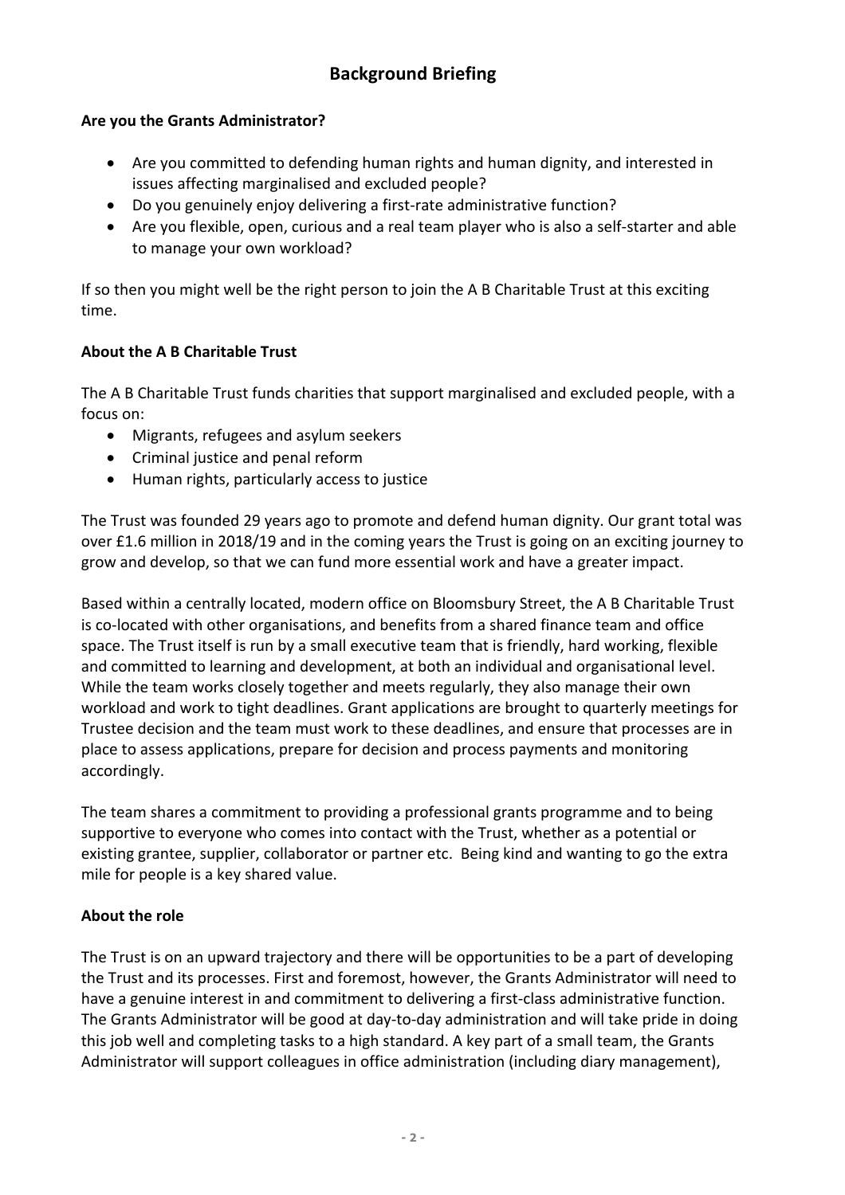# Background Briefing

**Are you the Grants Administrator?**

- Are you committed to defending human rights and human dignity, and interested in issues affecting marginalised and excluded people?
- Do you genuinely enjoy delivering a first-rate administrative function?
- Are you flexible, open, curious and a real team player who is also a self-starter and able to manage your own workload?

If so then you might well be the right person to join the A B Charitable Trust at this exciting time.

**About the A B Charitable Trust**

The A B Charitable Trust funds charities that support marginalised and excluded people, with a focus on:

- Migrants, refugees and asylum seekers
- Criminal justice and penal reform
- Human rights, particularly access to justice

The Trust was founded 29 years ago to promote and defend human dignity. Our grant total was over £1.6 million in 2018/19 and in the coming years the Trust is going on an exciting journey to grow and develop, so that we can fund more essential work and have a greater impact.

Based within a centrally located, modern office on Bloomsbury Street, the A B Charitable Trust is co-located with other organisations, and benefits from a shared finance team and office space. The Trust itself is run by a small executive team that is friendly, hard working, flexible and committed to learning and development, at both an individual and organisational level. While the team works closely together and meets regularly, they also manage their own workload and work to tight deadlines. Grant applications are brought to quarterly meetings for Trustee decision and the team must work to these deadlines, and ensure that processes are in place to assess applications, prepare for decision and process payments and monitoring accordingly.

The team shares a commitment to providing a professional grants programme and to being supportive to everyone who comes into contact with the Trust, whether as a potential or existing grantee, supplier, collaborator or partner etc. Being kind and wanting to go the extra mile for people is a key shared value.

**About the role**

The Trust is on an upward trajectory and there will be opportunities to be a part of developing the Trust and its processes. First and foremost, however, the Grants Administrator will need to have a genuine interest in and commitment to delivering a first-class administrative function. The Grants Administrator will be good at day-to-day administration and will take pride in doing this job well and completing tasks to a high standard. A key part of a small team, the Grants Administrator will support colleagues in office administration (including diary management),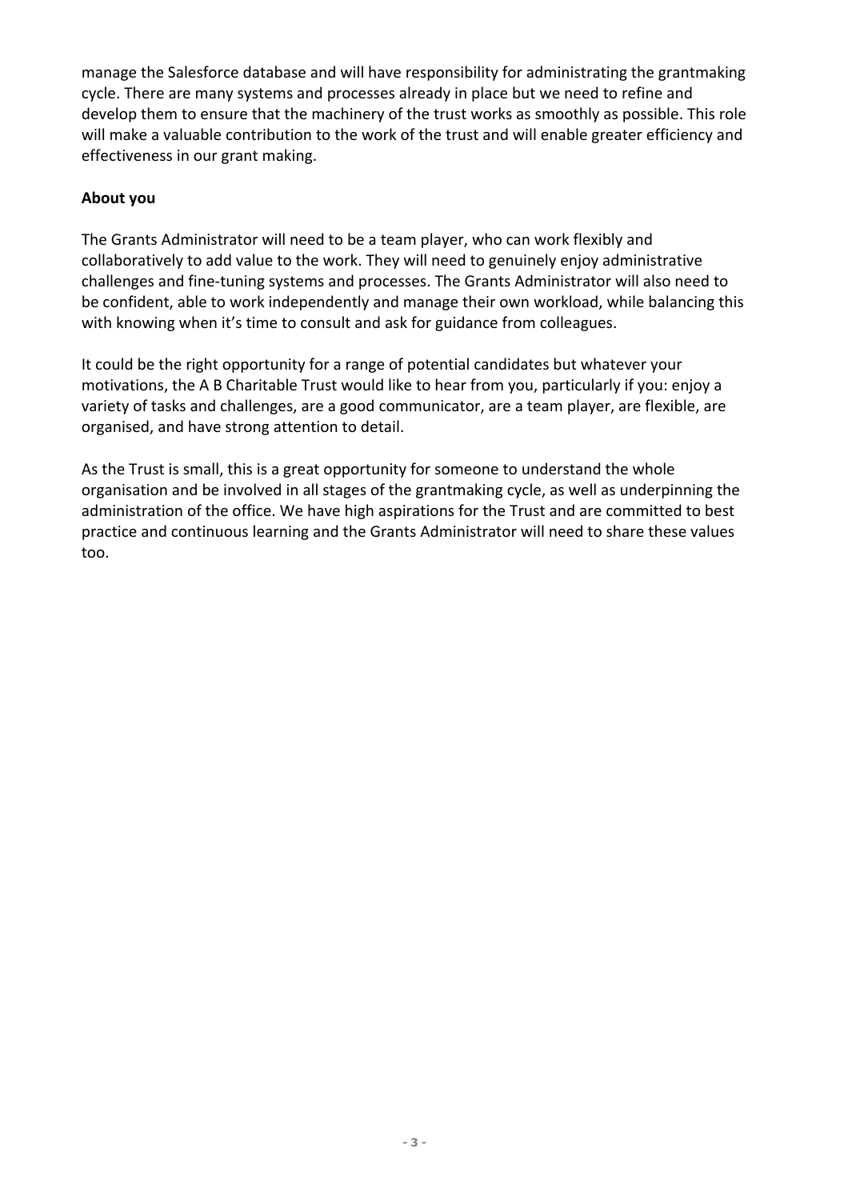manage the Salesforce database and will have responsibility for administrating the grantmaking cycle. There are many systems and processes already in place but we need to refine and develop them to ensure that the machinery of the trust works as smoothly as possible. This role will make a valuable contribution to the work of the trust and will enable greater efficiency and effectiveness in our grant making.

**About you**

The Grants Administrator will need to be a team player, who can work flexibly and collaboratively to add value to the work. They will need to genuinely enjoy administrative challenges and fine-tuning systems and processes. The Grants Administrator will also need to be confident, able to work independently and manage their own workload, while balancing this with knowing when it's time to consult and ask for guidance from colleagues.

It could be the right opportunity for a range of potential candidates but whatever your motivations, the A B Charitable Trust would like to hear from you, particularly if you: enjoy a variety of tasks and challenges, are a good communicator, are a team player, are flexible, are organised, and have strong attention to detail.

As the Trust is small, this is a great opportunity for someone to understand the whole organisation and be involved in all stages of the grantmaking cycle, as well as underpinning the administration of the office. We have high aspirations for the Trust and are committed to best practice and continuous learning and the Grants Administrator will need to share these values too.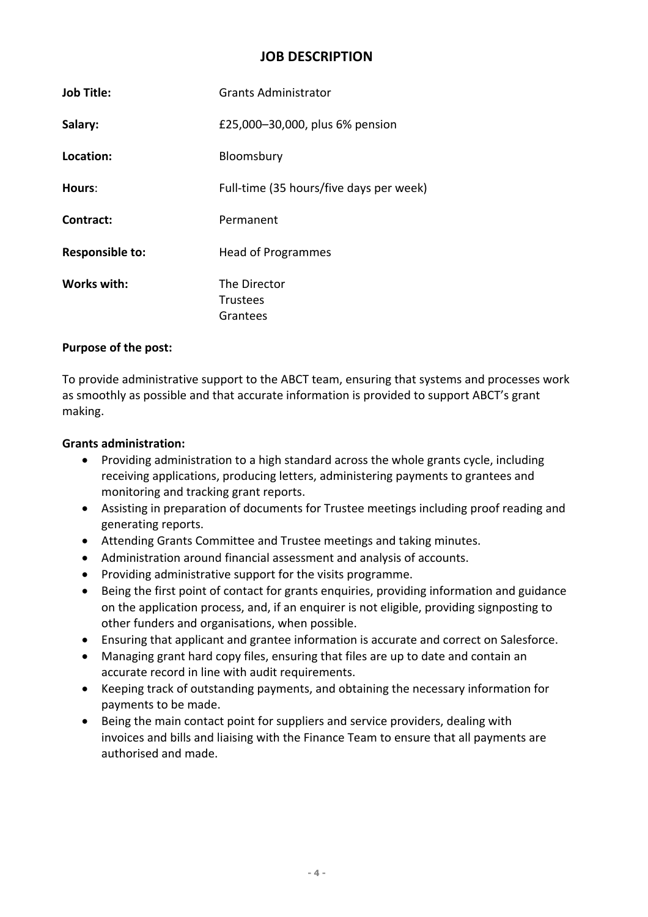# JOB DESCRIPTION

| | |
|---|---|
| **Job Title:** | Grants Administrator |
| **Salary:** | £25,000–30,000, plus 6% pension |
| **Location:** | Bloomsbury |
| **Hours**: | Full-time (35 hours/five days per week) |
| **Contract:** | Permanent |
| **Responsible to:** | Head of Programmes |
| **Works with:** | The Director<br>Trustees<br>Grantees |

**Purpose of the post:**

To provide administrative support to the ABCT team, ensuring that systems and processes work as smoothly as possible and that accurate information is provided to support ABCT's grant making.

**Grants administration:**

- Providing administration to a high standard across the whole grants cycle, including receiving applications, producing letters, administering payments to grantees and monitoring and tracking grant reports.
- Assisting in preparation of documents for Trustee meetings including proof reading and generating reports.
- Attending Grants Committee and Trustee meetings and taking minutes.
- Administration around financial assessment and analysis of accounts.
- Providing administrative support for the visits programme.
- Being the first point of contact for grants enquiries, providing information and guidance on the application process, and, if an enquirer is not eligible, providing signposting to other funders and organisations, when possible.
- Ensuring that applicant and grantee information is accurate and correct on Salesforce.
- Managing grant hard copy files, ensuring that files are up to date and contain an accurate record in line with audit requirements.
- Keeping track of outstanding payments, and obtaining the necessary information for payments to be made.
- Being the main contact point for suppliers and service providers, dealing with invoices and bills and liaising with the Finance Team to ensure that all payments are authorised and made.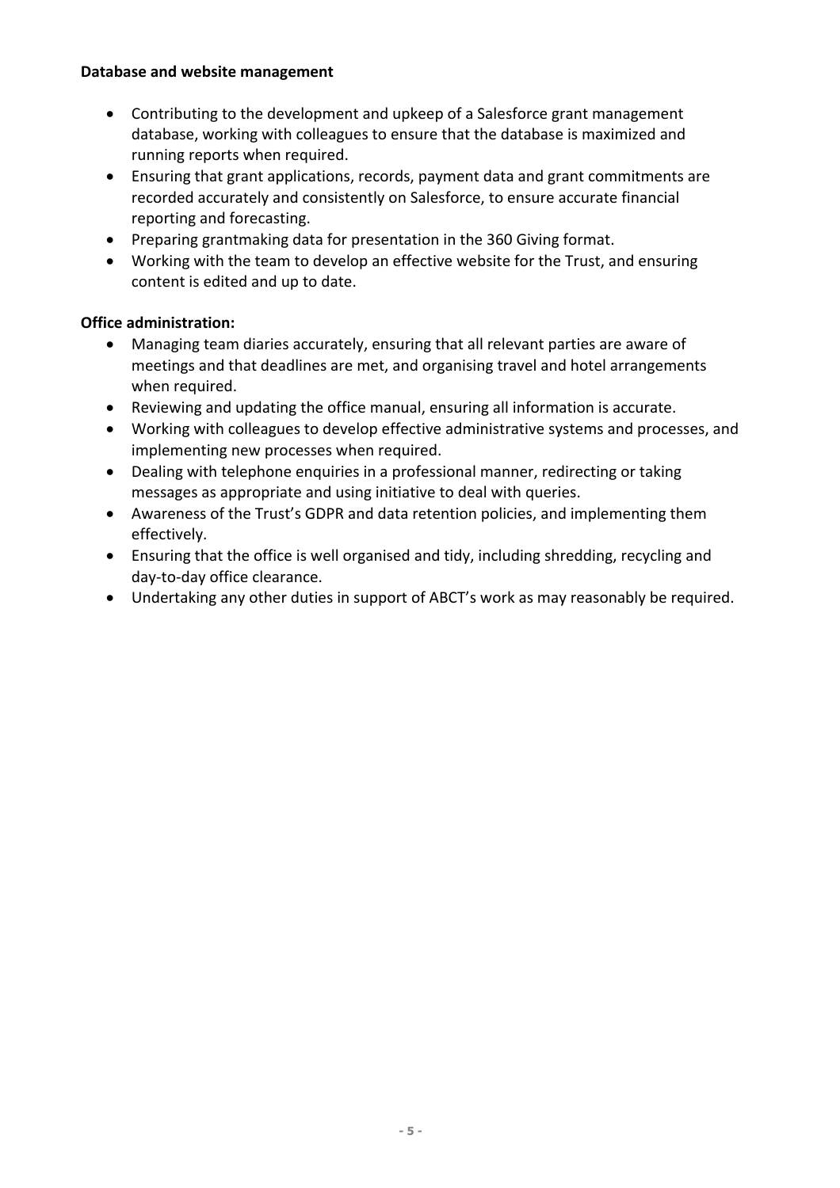**Database and website management**

- Contributing to the development and upkeep of a Salesforce grant management database, working with colleagues to ensure that the database is maximized and running reports when required.
- Ensuring that grant applications, records, payment data and grant commitments are recorded accurately and consistently on Salesforce, to ensure accurate financial reporting and forecasting.
- Preparing grantmaking data for presentation in the 360 Giving format.
- Working with the team to develop an effective website for the Trust, and ensuring content is edited and up to date.

**Office administration:**

- Managing team diaries accurately, ensuring that all relevant parties are aware of meetings and that deadlines are met, and organising travel and hotel arrangements when required.
- Reviewing and updating the office manual, ensuring all information is accurate.
- Working with colleagues to develop effective administrative systems and processes, and implementing new processes when required.
- Dealing with telephone enquiries in a professional manner, redirecting or taking messages as appropriate and using initiative to deal with queries.
- Awareness of the Trust's GDPR and data retention policies, and implementing them effectively.
- Ensuring that the office is well organised and tidy, including shredding, recycling and day-to-day office clearance.
- Undertaking any other duties in support of ABCT's work as may reasonably be required.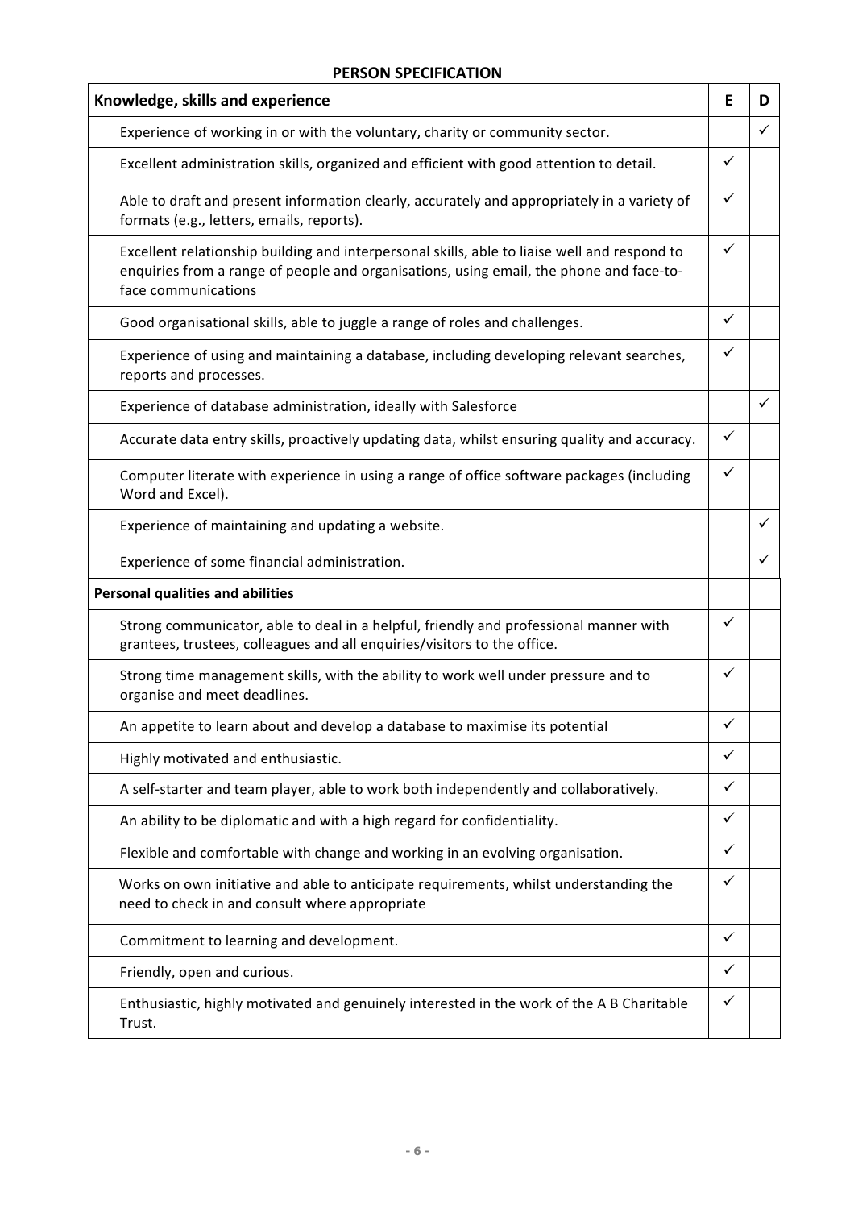## PERSON SPECIFICATION

| Knowledge, skills and experience | E | D |
|---|---|---|
| Experience of working in or with the voluntary, charity or community sector. | | ✓ |
| Excellent administration skills, organized and efficient with good attention to detail. | ✓ | |
| Able to draft and present information clearly, accurately and appropriately in a variety of formats (e.g., letters, emails, reports). | ✓ | |
| Excellent relationship building and interpersonal skills, able to liaise well and respond to enquiries from a range of people and organisations, using email, the phone and face-to-face communications | ✓ | |
| Good organisational skills, able to juggle a range of roles and challenges. | ✓ | |
| Experience of using and maintaining a database, including developing relevant searches, reports and processes. | ✓ | |
| Experience of database administration, ideally with Salesforce | | ✓ |
| Accurate data entry skills, proactively updating data, whilst ensuring quality and accuracy. | ✓ | |
| Computer literate with experience in using a range of office software packages (including Word and Excel). | ✓ | |
| Experience of maintaining and updating a website. | | ✓ |
| Experience of some financial administration. | | ✓ |
| **Personal qualities and abilities** | | |
| Strong communicator, able to deal in a helpful, friendly and professional manner with grantees, trustees, colleagues and all enquiries/visitors to the office. | ✓ | |
| Strong time management skills, with the ability to work well under pressure and to organise and meet deadlines. | ✓ | |
| An appetite to learn about and develop a database to maximise its potential | ✓ | |
| Highly motivated and enthusiastic. | ✓ | |
| A self-starter and team player, able to work both independently and collaboratively. | ✓ | |
| An ability to be diplomatic and with a high regard for confidentiality. | ✓ | |
| Flexible and comfortable with change and working in an evolving organisation. | ✓ | |
| Works on own initiative and able to anticipate requirements, whilst understanding the need to check in and consult where appropriate | ✓ | |
| Commitment to learning and development. | ✓ | |
| Friendly, open and curious. | ✓ | |
| Enthusiastic, highly motivated and genuinely interested in the work of the A B Charitable Trust. | ✓ | |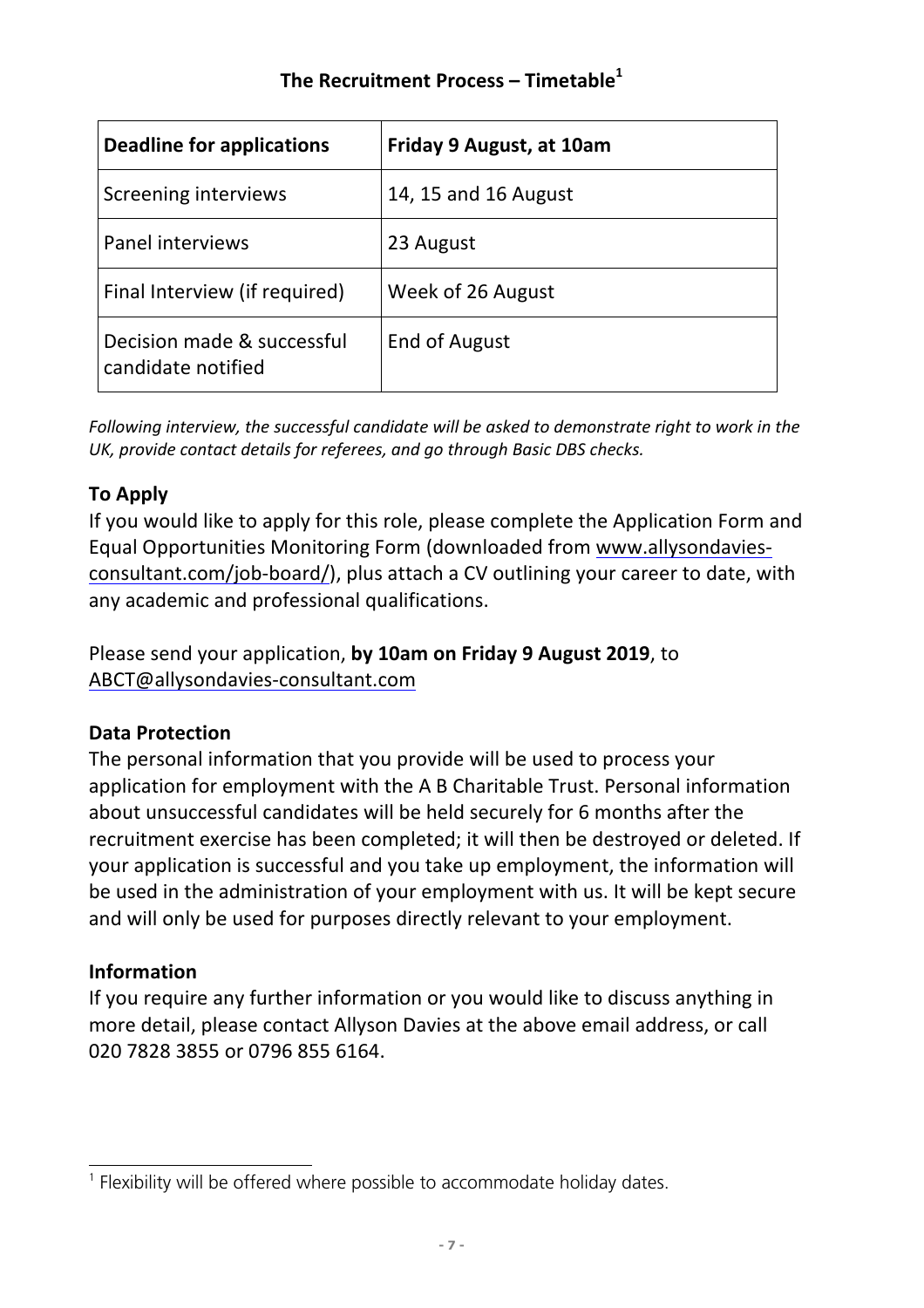## The Recruitment Process – Timetable[1]

| **Deadline for applications** | **Friday 9 August, at 10am** |
| --- | --- |
| Screening interviews | 14, 15 and 16 August |
| Panel interviews | 23 August |
| Final Interview (if required) | Week of 26 August |
| Decision made & successful candidate notified | End of August |

*Following interview, the successful candidate will be asked to demonstrate right to work in the UK, provide contact details for referees, and go through Basic DBS checks.*

### To Apply

If you would like to apply for this role, please complete the Application Form and Equal Opportunities Monitoring Form (downloaded from www.allysondavies-consultant.com/job-board/), plus attach a CV outlining your career to date, with any academic and professional qualifications.

Please send your application, **by 10am on Friday 9 August 2019**, to ABCT@allysondavies-consultant.com

### Data Protection

The personal information that you provide will be used to process your application for employment with the A B Charitable Trust. Personal information about unsuccessful candidates will be held securely for 6 months after the recruitment exercise has been completed; it will then be destroyed or deleted. If your application is successful and you take up employment, the information will be used in the administration of your employment with us. It will be kept secure and will only be used for purposes directly relevant to your employment.

### Information

If you require any further information or you would like to discuss anything in more detail, please contact Allyson Davies at the above email address, or call 020 7828 3855 or 0796 855 6164.

---

[1] Flexibility will be offered where possible to accommodate holiday dates.